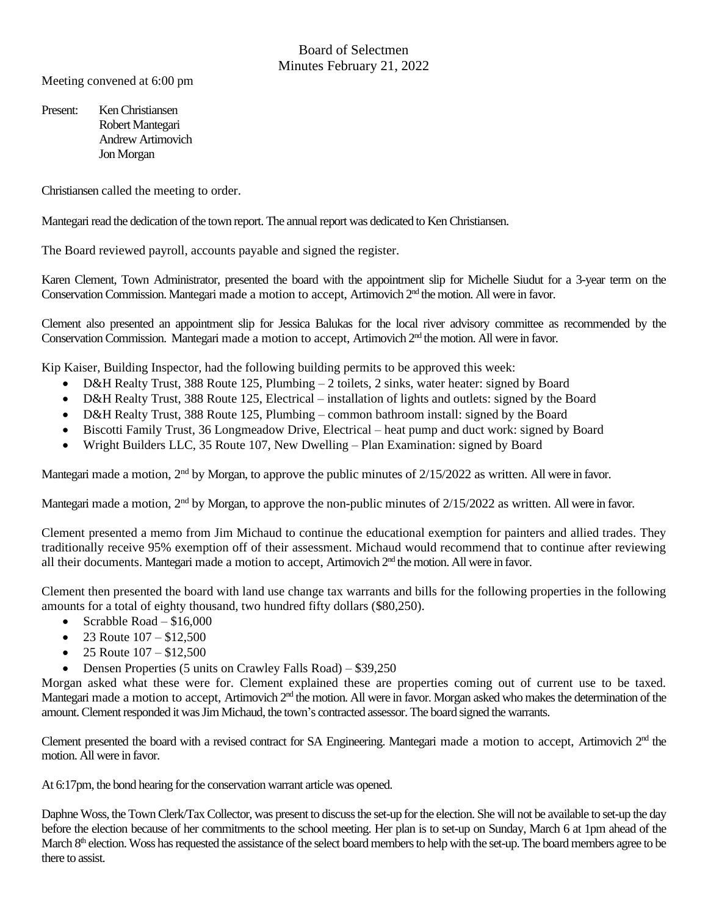# Board of Selectmen
## Minutes February 21, 2022

Meeting convened at 6:00 pm

Present: Ken Christiansen
Robert Mantegari
Andrew Artimovich
Jon Morgan

Christiansen called the meeting to order.

Mantegari read the dedication of the town report. The annual report was dedicated to Ken Christiansen.

The Board reviewed payroll, accounts payable and signed the register.

Karen Clement, Town Administrator, presented the board with the appointment slip for Michelle Siudut for a 3-year term on the Conservation Commission. Mantegari made a motion to accept, Artimovich 2nd the motion. All were in favor.

Clement also presented an appointment slip for Jessica Balukas for the local river advisory committee as recommended by the Conservation Commission. Mantegari made a motion to accept, Artimovich 2nd the motion. All were in favor.

Kip Kaiser, Building Inspector, had the following building permits to be approved this week:

- D&H Realty Trust, 388 Route 125, Plumbing – 2 toilets, 2 sinks, water heater: signed by Board
- D&H Realty Trust, 388 Route 125, Electrical – installation of lights and outlets: signed by the Board
- D&H Realty Trust, 388 Route 125, Plumbing – common bathroom install: signed by the Board
- Biscotti Family Trust, 36 Longmeadow Drive, Electrical – heat pump and duct work: signed by Board
- Wright Builders LLC, 35 Route 107, New Dwelling – Plan Examination: signed by Board

Mantegari made a motion, 2nd by Morgan, to approve the public minutes of 2/15/2022 as written. All were in favor.

Mantegari made a motion, 2nd by Morgan, to approve the non-public minutes of 2/15/2022 as written. All were in favor.

Clement presented a memo from Jim Michaud to continue the educational exemption for painters and allied trades. They traditionally receive 95% exemption off of their assessment. Michaud would recommend that to continue after reviewing all their documents. Mantegari made a motion to accept, Artimovich 2nd the motion. All were in favor.

Clement then presented the board with land use change tax warrants and bills for the following properties in the following amounts for a total of eighty thousand, two hundred fifty dollars ($80,250).

- Scrabble Road – $16,000
- 23 Route 107 – $12,500
- 25 Route 107 – $12,500
- Densen Properties (5 units on Crawley Falls Road) – $39,250

Morgan asked what these were for. Clement explained these are properties coming out of current use to be taxed. Mantegari made a motion to accept, Artimovich 2nd the motion. All were in favor. Morgan asked who makes the determination of the amount. Clement responded it was Jim Michaud, the town's contracted assessor. The board signed the warrants.

Clement presented the board with a revised contract for SA Engineering. Mantegari made a motion to accept, Artimovich 2nd the motion. All were in favor.

At 6:17pm, the bond hearing for the conservation warrant article was opened.

Daphne Woss, the Town Clerk/Tax Collector, was present to discuss the set-up for the election. She will not be available to set-up the day before the election because of her commitments to the school meeting. Her plan is to set-up on Sunday, March 6 at 1pm ahead of the March 8th election. Woss has requested the assistance of the select board members to help with the set-up. The board members agree to be there to assist.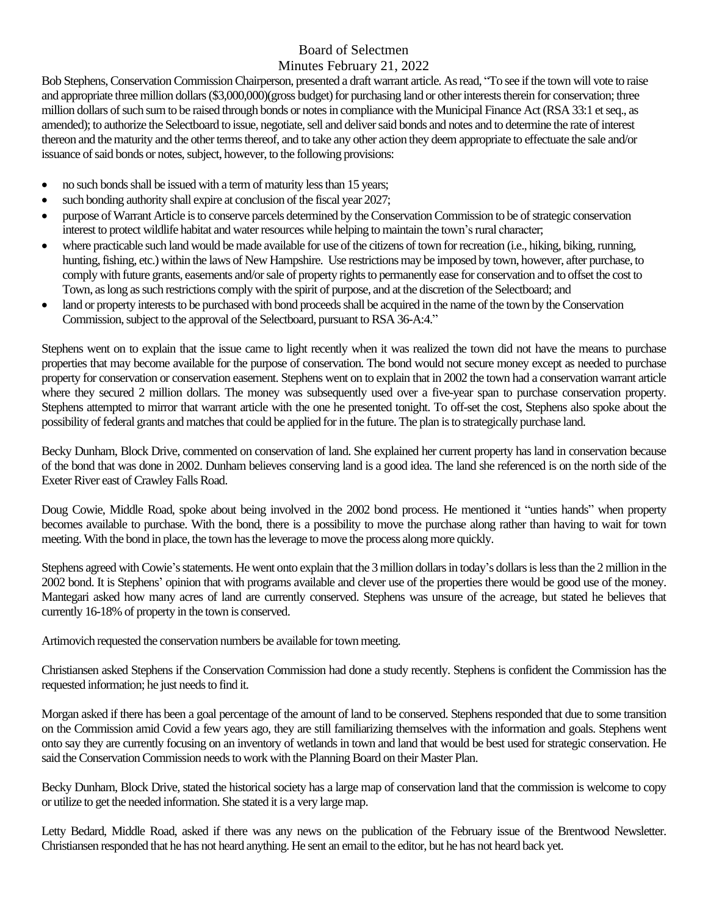Board of Selectmen
Minutes February 21, 2022

Bob Stephens, Conservation Commission Chairperson, presented a draft warrant article. As read, "To see if the town will vote to raise and appropriate three million dollars ($3,000,000)(gross budget) for purchasing land or other interests therein for conservation; three million dollars of such sum to be raised through bonds or notes in compliance with the Municipal Finance Act (RSA 33:1 et seq., as amended); to authorize the Selectboard to issue, negotiate, sell and deliver said bonds and notes and to determine the rate of interest thereon and the maturity and the other terms thereof, and to take any other action they deem appropriate to effectuate the sale and/or issuance of said bonds or notes, subject, however, to the following provisions:

- no such bonds shall be issued with a term of maturity less than 15 years;
- such bonding authority shall expire at conclusion of the fiscal year 2027;
- purpose of Warrant Article is to conserve parcels determined by the Conservation Commission to be of strategic conservation interest to protect wildlife habitat and water resources while helping to maintain the town's rural character;
- where practicable such land would be made available for use of the citizens of town for recreation (i.e., hiking, biking, running, hunting, fishing, etc.) within the laws of New Hampshire. Use restrictions may be imposed by town, however, after purchase, to comply with future grants, easements and/or sale of property rights to permanently ease for conservation and to offset the cost to Town, as long as such restrictions comply with the spirit of purpose, and at the discretion of the Selectboard; and
- land or property interests to be purchased with bond proceeds shall be acquired in the name of the town by the Conservation Commission, subject to the approval of the Selectboard, pursuant to RSA 36-A:4."

Stephens went on to explain that the issue came to light recently when it was realized the town did not have the means to purchase properties that may become available for the purpose of conservation. The bond would not secure money except as needed to purchase property for conservation or conservation easement. Stephens went on to explain that in 2002 the town had a conservation warrant article where they secured 2 million dollars. The money was subsequently used over a five-year span to purchase conservation property. Stephens attempted to mirror that warrant article with the one he presented tonight. To off-set the cost, Stephens also spoke about the possibility of federal grants and matches that could be applied for in the future. The plan is to strategically purchase land.

Becky Dunham, Block Drive, commented on conservation of land. She explained her current property has land in conservation because of the bond that was done in 2002. Dunham believes conserving land is a good idea. The land she referenced is on the north side of the Exeter River east of Crawley Falls Road.

Doug Cowie, Middle Road, spoke about being involved in the 2002 bond process. He mentioned it "unties hands" when property becomes available to purchase. With the bond, there is a possibility to move the purchase along rather than having to wait for town meeting. With the bond in place, the town has the leverage to move the process along more quickly.

Stephens agreed with Cowie's statements. He went onto explain that the 3 million dollars in today's dollars is less than the 2 million in the 2002 bond. It is Stephens' opinion that with programs available and clever use of the properties there would be good use of the money. Mantegari asked how many acres of land are currently conserved. Stephens was unsure of the acreage, but stated he believes that currently 16-18% of property in the town is conserved.

Artimovich requested the conservation numbers be available for town meeting.

Christiansen asked Stephens if the Conservation Commission had done a study recently. Stephens is confident the Commission has the requested information; he just needs to find it.

Morgan asked if there has been a goal percentage of the amount of land to be conserved. Stephens responded that due to some transition on the Commission amid Covid a few years ago, they are still familiarizing themselves with the information and goals. Stephens went onto say they are currently focusing on an inventory of wetlands in town and land that would be best used for strategic conservation. He said the Conservation Commission needs to work with the Planning Board on their Master Plan.

Becky Dunham, Block Drive, stated the historical society has a large map of conservation land that the commission is welcome to copy or utilize to get the needed information. She stated it is a very large map.

Letty Bedard, Middle Road, asked if there was any news on the publication of the February issue of the Brentwood Newsletter. Christiansen responded that he has not heard anything. He sent an email to the editor, but he has not heard back yet.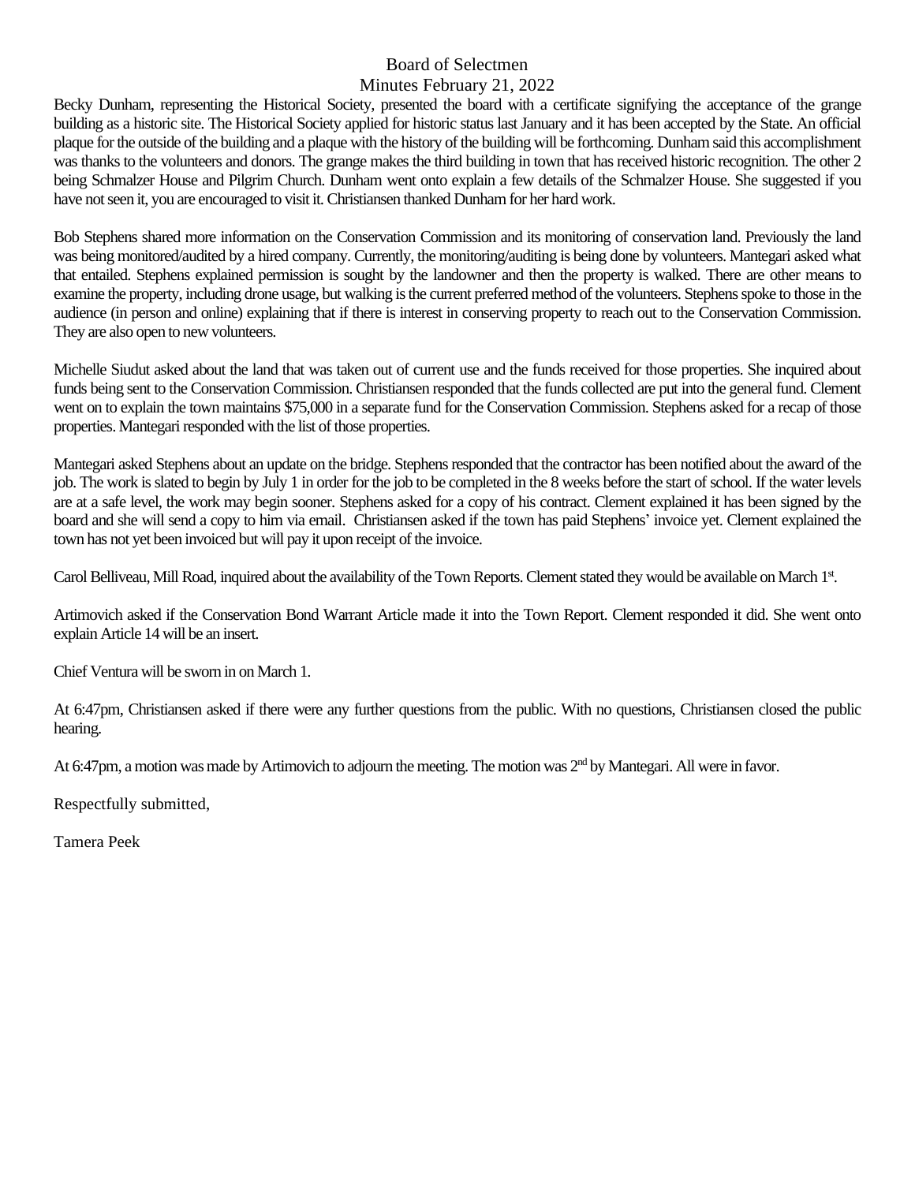# Board of Selectmen

## Minutes February 21, 2022

Becky Dunham, representing the Historical Society, presented the board with a certificate signifying the acceptance of the grange building as a historic site. The Historical Society applied for historic status last January and it has been accepted by the State. An official plaque for the outside of the building and a plaque with the history of the building will be forthcoming. Dunham said this accomplishment was thanks to the volunteers and donors. The grange makes the third building in town that has received historic recognition. The other 2 being Schmalzer House and Pilgrim Church. Dunham went onto explain a few details of the Schmalzer House. She suggested if you have not seen it, you are encouraged to visit it. Christiansen thanked Dunham for her hard work.

Bob Stephens shared more information on the Conservation Commission and its monitoring of conservation land. Previously the land was being monitored/audited by a hired company. Currently, the monitoring/auditing is being done by volunteers. Mantegari asked what that entailed. Stephens explained permission is sought by the landowner and then the property is walked. There are other means to examine the property, including drone usage, but walking is the current preferred method of the volunteers. Stephens spoke to those in the audience (in person and online) explaining that if there is interest in conserving property to reach out to the Conservation Commission. They are also open to new volunteers.

Michelle Siudut asked about the land that was taken out of current use and the funds received for those properties. She inquired about funds being sent to the Conservation Commission. Christiansen responded that the funds collected are put into the general fund. Clement went on to explain the town maintains $75,000 in a separate fund for the Conservation Commission. Stephens asked for a recap of those properties. Mantegari responded with the list of those properties.

Mantegari asked Stephens about an update on the bridge. Stephens responded that the contractor has been notified about the award of the job. The work is slated to begin by July 1 in order for the job to be completed in the 8 weeks before the start of school. If the water levels are at a safe level, the work may begin sooner. Stephens asked for a copy of his contract. Clement explained it has been signed by the board and she will send a copy to him via email. Christiansen asked if the town has paid Stephens' invoice yet. Clement explained the town has not yet been invoiced but will pay it upon receipt of the invoice.

Carol Belliveau, Mill Road, inquired about the availability of the Town Reports. Clement stated they would be available on March 1st.

Artimovich asked if the Conservation Bond Warrant Article made it into the Town Report. Clement responded it did. She went onto explain Article 14 will be an insert.

Chief Ventura will be sworn in on March 1.

At 6:47pm, Christiansen asked if there were any further questions from the public. With no questions, Christiansen closed the public hearing.

At 6:47pm, a motion was made by Artimovich to adjourn the meeting. The motion was 2nd by Mantegari. All were in favor.

Respectfully submitted,

Tamera Peek